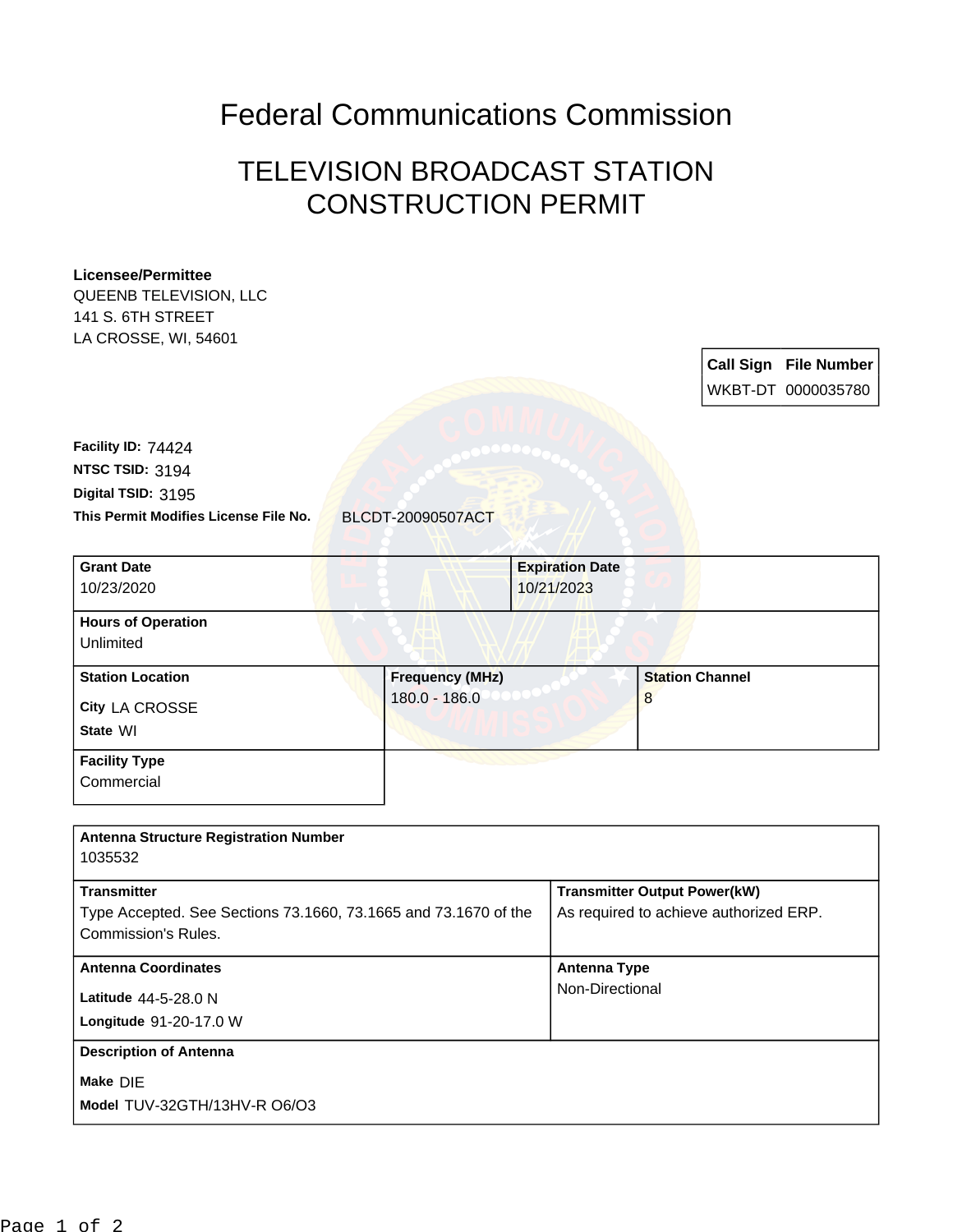# Federal Communications Commission

## TELEVISION BROADCAST STATION CONSTRUCTION PERMIT

**Licensee/Permittee**
QUEENB TELEVISION, LLC
141 S. 6TH STREET
LA CROSSE, WI, 54601

| Call Sign | File Number |
|---|---|
| WKBT-DT | 0000035780 |

**Facility ID:** 74424
**NTSC TSID:** 3194
**Digital TSID:** 3195
**This Permit Modifies License File No.** BLCDT-20090507ACT

| **Grant Date** | **Expiration Date** |
|---|---|
| 10/23/2020 | 10/21/2023 |

**Hours of Operation**
Unlimited

| **Station Location** | **Frequency (MHz)** | **Station Channel** |
|---|---|---|
| **City** LA CROSSE<br>**State** WI | 180.0 - 186.0 | 8 |

**Facility Type**
Commercial

**Antenna Structure Registration Number**
1035532

| **Transmitter** | **Transmitter Output Power(kW)** |
|---|---|
| Type Accepted. See Sections 73.1660, 73.1665 and 73.1670 of the Commission's Rules. | As required to achieve authorized ERP. |

| **Antenna Coordinates** | **Antenna Type** |
|---|---|
| **Latitude** 44-5-28.0 N<br>**Longitude** 91-20-17.0 W | Non-Directional |

**Description of Antenna**
**Make** DIE
**Model** TUV-32GTH/13HV-R O6/O3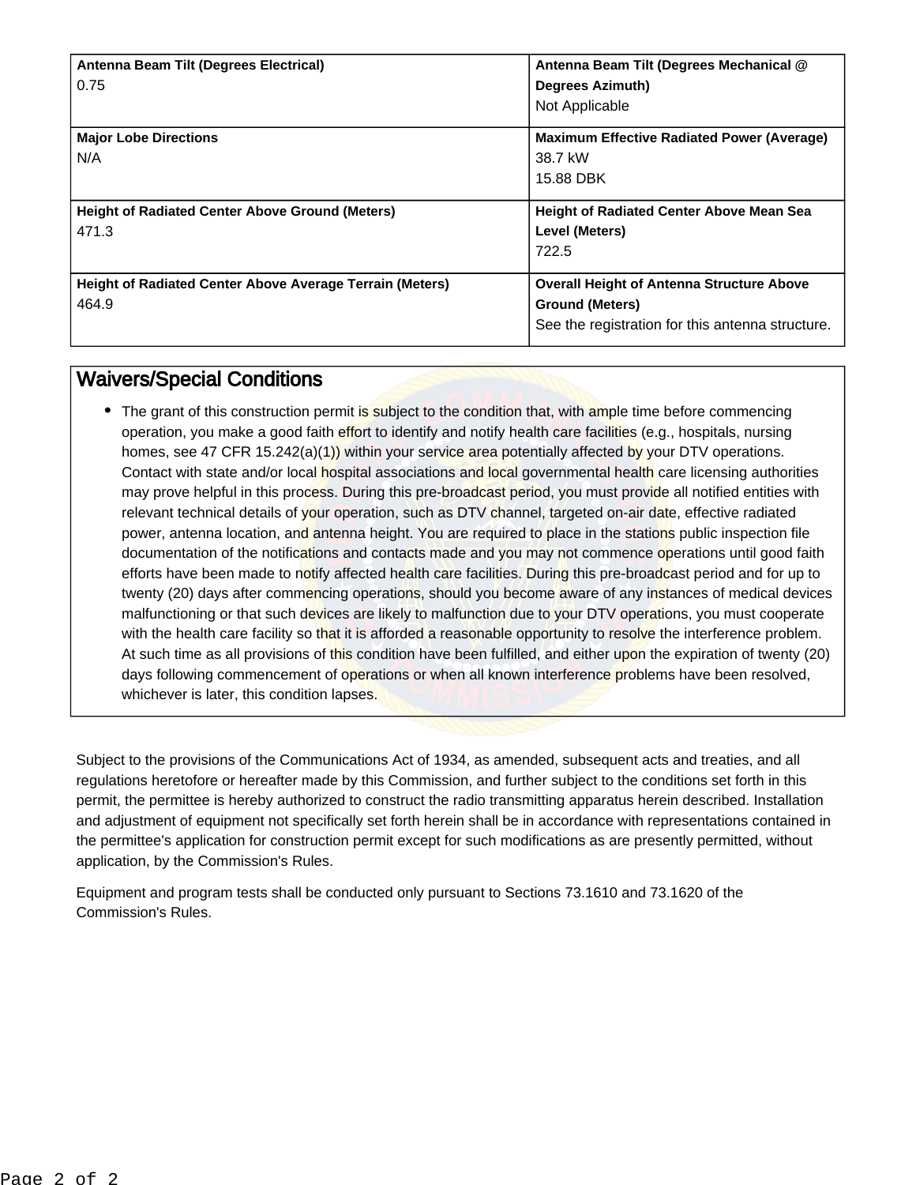| | |
|---|---|
| **Antenna Beam Tilt (Degrees Electrical)**<br>0.75 | **Antenna Beam Tilt (Degrees Mechanical @ Degrees Azimuth)**<br>Not Applicable |
| **Major Lobe Directions**<br>N/A | **Maximum Effective Radiated Power (Average)**<br>38.7 kW<br>15.88 DBK |
| **Height of Radiated Center Above Ground (Meters)**<br>471.3 | **Height of Radiated Center Above Mean Sea Level (Meters)**<br>722.5 |
| **Height of Radiated Center Above Average Terrain (Meters)**<br>464.9 | **Overall Height of Antenna Structure Above Ground (Meters)**<br>See the registration for this antenna structure. |

## Waivers/Special Conditions

- The grant of this construction permit is subject to the condition that, with ample time before commencing operation, you make a good faith effort to identify and notify health care facilities (e.g., hospitals, nursing homes, see 47 CFR 15.242(a)(1)) within your service area potentially affected by your DTV operations. Contact with state and/or local hospital associations and local governmental health care licensing authorities may prove helpful in this process. During this pre-broadcast period, you must provide all notified entities with relevant technical details of your operation, such as DTV channel, targeted on-air date, effective radiated power, antenna location, and antenna height. You are required to place in the stations public inspection file documentation of the notifications and contacts made and you may not commence operations until good faith efforts have been made to notify affected health care facilities. During this pre-broadcast period and for up to twenty (20) days after commencing operations, should you become aware of any instances of medical devices malfunctioning or that such devices are likely to malfunction due to your DTV operations, you must cooperate with the health care facility so that it is afforded a reasonable opportunity to resolve the interference problem. At such time as all provisions of this condition have been fulfilled, and either upon the expiration of twenty (20) days following commencement of operations or when all known interference problems have been resolved, whichever is later, this condition lapses.

Subject to the provisions of the Communications Act of 1934, as amended, subsequent acts and treaties, and all regulations heretofore or hereafter made by this Commission, and further subject to the conditions set forth in this permit, the permittee is hereby authorized to construct the radio transmitting apparatus herein described. Installation and adjustment of equipment not specifically set forth herein shall be in accordance with representations contained in the permittee's application for construction permit except for such modifications as are presently permitted, without application, by the Commission's Rules.

Equipment and program tests shall be conducted only pursuant to Sections 73.1610 and 73.1620 of the Commission's Rules.